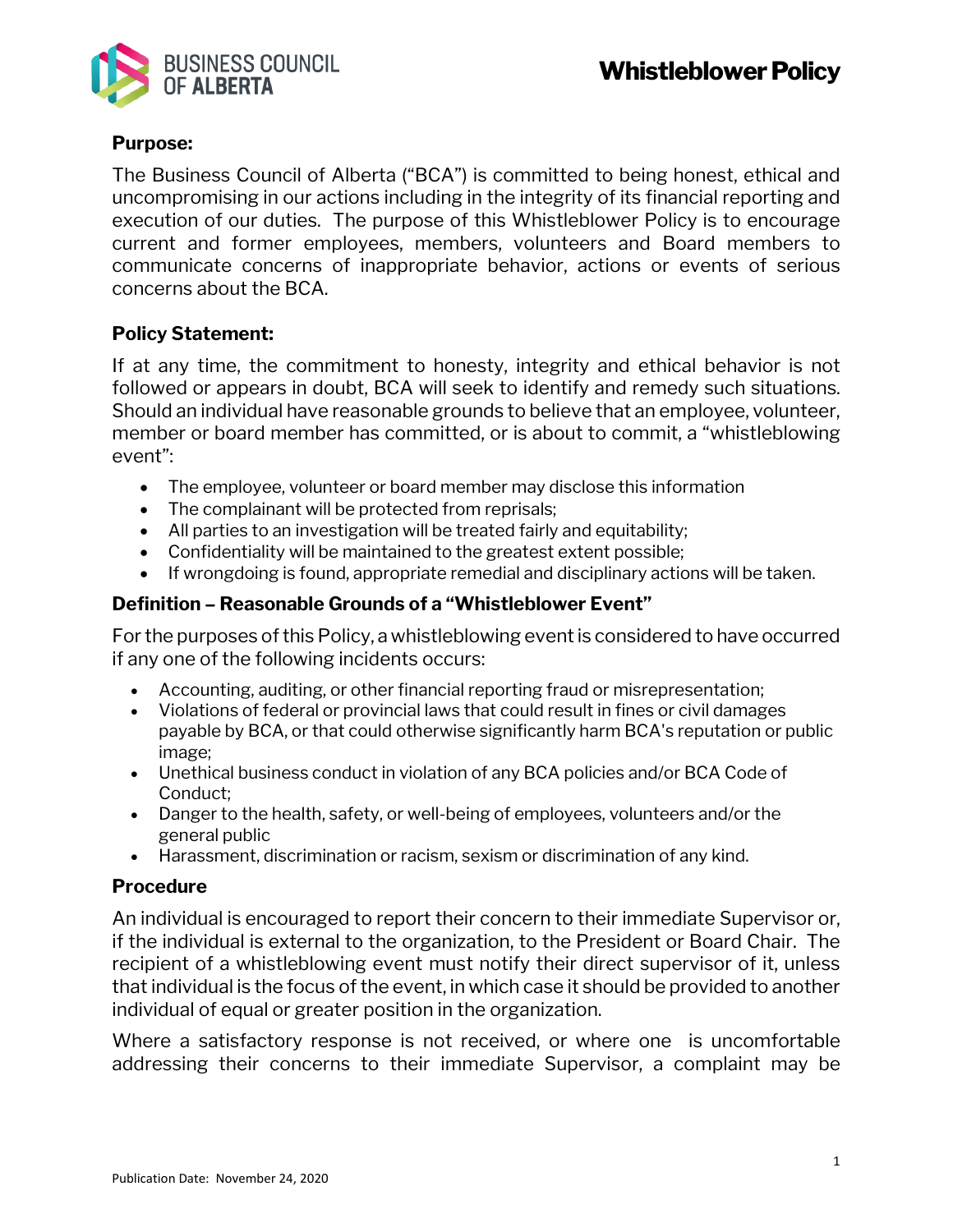# Whistleblower Policy

**Purpose:**

The Business Council of Alberta ("BCA") is committed to being honest, ethical and uncompromising in our actions including in the integrity of its financial reporting and execution of our duties. The purpose of this Whistleblower Policy is to encourage current and former employees, members, volunteers and Board members to communicate concerns of inappropriate behavior, actions or events of serious concerns about the BCA.

**Policy Statement:**

If at any time, the commitment to honesty, integrity and ethical behavior is not followed or appears in doubt, BCA will seek to identify and remedy such situations. Should an individual have reasonable grounds to believe that an employee, volunteer, member or board member has committed, or is about to commit, a "whistleblowing event":

- The employee, volunteer or board member may disclose this information
- The complainant will be protected from reprisals;
- All parties to an investigation will be treated fairly and equitability;
- Confidentiality will be maintained to the greatest extent possible;
- If wrongdoing is found, appropriate remedial and disciplinary actions will be taken.

**Definition – Reasonable Grounds of a "Whistleblower Event"**

For the purposes of this Policy, a whistleblowing event is considered to have occurred if any one of the following incidents occurs:

- Accounting, auditing, or other financial reporting fraud or misrepresentation;
- Violations of federal or provincial laws that could result in fines or civil damages payable by BCA, or that could otherwise significantly harm BCA's reputation or public image;
- Unethical business conduct in violation of any BCA policies and/or BCA Code of Conduct;
- Danger to the health, safety, or well-being of employees, volunteers and/or the general public
- Harassment, discrimination or racism, sexism or discrimination of any kind.

**Procedure**

An individual is encouraged to report their concern to their immediate Supervisor or, if the individual is external to the organization, to the President or Board Chair. The recipient of a whistleblowing event must notify their direct supervisor of it, unless that individual is the focus of the event, in which case it should be provided to another individual of equal or greater position in the organization.

Where a satisfactory response is not received, or where one is uncomfortable addressing their concerns to their immediate Supervisor, a complaint may be

Publication Date: November 24, 2020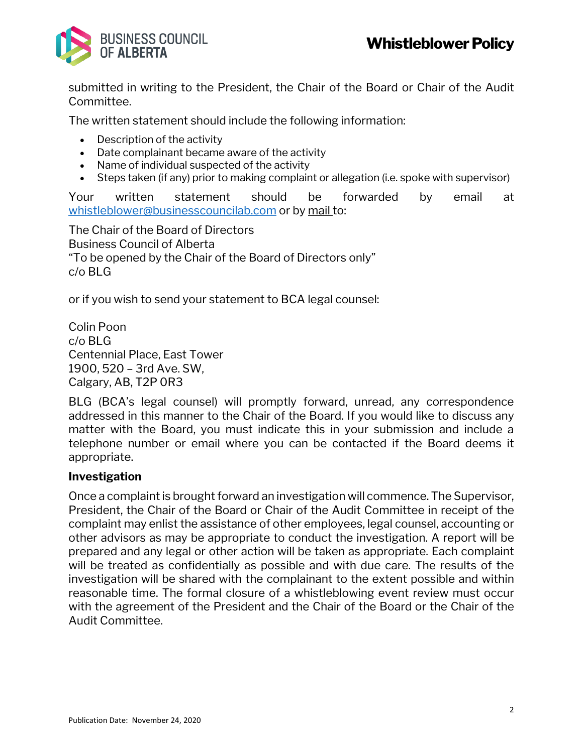submitted in writing to the President, the Chair of the Board or Chair of the Audit Committee.

The written statement should include the following information:

- Description of the activity
- Date complainant became aware of the activity
- Name of individual suspected of the activity
- Steps taken (if any) prior to making complaint or allegation (i.e. spoke with supervisor)

Your written statement should be forwarded by email at whistleblower@businesscouncilab.com or by mail to:

The Chair of the Board of Directors
Business Council of Alberta
"To be opened by the Chair of the Board of Directors only"
c/o BLG

or if you wish to send your statement to BCA legal counsel:

Colin Poon
c/o BLG
Centennial Place, East Tower
1900, 520 – 3rd Ave. SW,
Calgary, AB, T2P 0R3

BLG (BCA's legal counsel) will promptly forward, unread, any correspondence addressed in this manner to the Chair of the Board. If you would like to discuss any matter with the Board, you must indicate this in your submission and include a telephone number or email where you can be contacted if the Board deems it appropriate.

**Investigation**

Once a complaint is brought forward an investigation will commence. The Supervisor, President, the Chair of the Board or Chair of the Audit Committee in receipt of the complaint may enlist the assistance of other employees, legal counsel, accounting or other advisors as may be appropriate to conduct the investigation. A report will be prepared and any legal or other action will be taken as appropriate. Each complaint will be treated as confidentially as possible and with due care. The results of the investigation will be shared with the complainant to the extent possible and within reasonable time. The formal closure of a whistleblowing event review must occur with the agreement of the President and the Chair of the Board or the Chair of the Audit Committee.

Publication Date: November 24, 2020